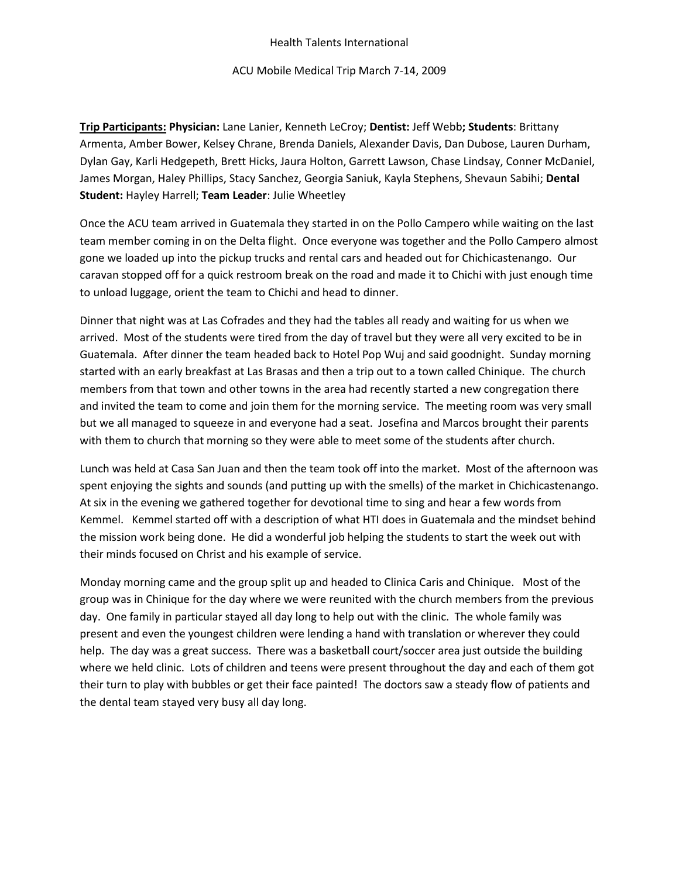Health Talents International

ACU Mobile Medical Trip March 7-14, 2009

**Trip Participants:** **Physician:** Lane Lanier, Kenneth LeCroy; **Dentist:** Jeff Webb**; Students**: Brittany Armenta, Amber Bower, Kelsey Chrane, Brenda Daniels, Alexander Davis, Dan Dubose, Lauren Durham, Dylan Gay, Karli Hedgepeth, Brett Hicks, Jaura Holton, Garrett Lawson, Chase Lindsay, Conner McDaniel, James Morgan, Haley Phillips, Stacy Sanchez, Georgia Saniuk, Kayla Stephens, Shevaun Sabihi; **Dental Student:** Hayley Harrell; **Team Leader**: Julie Wheetley

Once the ACU team arrived in Guatemala they started in on the Pollo Campero while waiting on the last team member coming in on the Delta flight. Once everyone was together and the Pollo Campero almost gone we loaded up into the pickup trucks and rental cars and headed out for Chichicastenango. Our caravan stopped off for a quick restroom break on the road and made it to Chichi with just enough time to unload luggage, orient the team to Chichi and head to dinner.

Dinner that night was at Las Cofrades and they had the tables all ready and waiting for us when we arrived. Most of the students were tired from the day of travel but they were all very excited to be in Guatemala. After dinner the team headed back to Hotel Pop Wuj and said goodnight. Sunday morning started with an early breakfast at Las Brasas and then a trip out to a town called Chinique. The church members from that town and other towns in the area had recently started a new congregation there and invited the team to come and join them for the morning service. The meeting room was very small but we all managed to squeeze in and everyone had a seat. Josefina and Marcos brought their parents with them to church that morning so they were able to meet some of the students after church.

Lunch was held at Casa San Juan and then the team took off into the market. Most of the afternoon was spent enjoying the sights and sounds (and putting up with the smells) of the market in Chichicastenango. At six in the evening we gathered together for devotional time to sing and hear a few words from Kemmel. Kemmel started off with a description of what HTI does in Guatemala and the mindset behind the mission work being done. He did a wonderful job helping the students to start the week out with their minds focused on Christ and his example of service.

Monday morning came and the group split up and headed to Clinica Caris and Chinique. Most of the group was in Chinique for the day where we were reunited with the church members from the previous day. One family in particular stayed all day long to help out with the clinic. The whole family was present and even the youngest children were lending a hand with translation or wherever they could help. The day was a great success. There was a basketball court/soccer area just outside the building where we held clinic. Lots of children and teens were present throughout the day and each of them got their turn to play with bubbles or get their face painted! The doctors saw a steady flow of patients and the dental team stayed very busy all day long.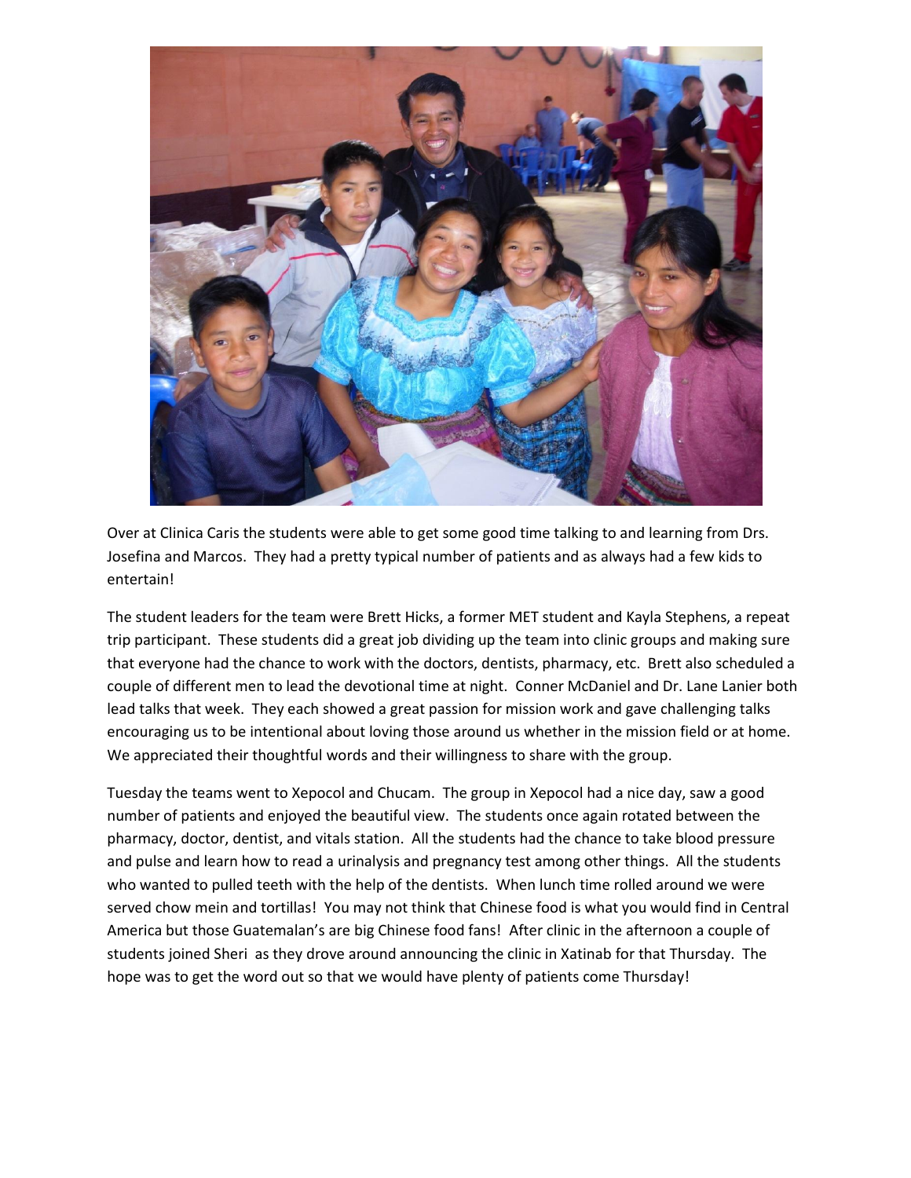Over at Clinica Caris the students were able to get some good time talking to and learning from Drs. Josefina and Marcos. They had a pretty typical number of patients and as always had a few kids to entertain!

The student leaders for the team were Brett Hicks, a former MET student and Kayla Stephens, a repeat trip participant. These students did a great job dividing up the team into clinic groups and making sure that everyone had the chance to work with the doctors, dentists, pharmacy, etc. Brett also scheduled a couple of different men to lead the devotional time at night. Conner McDaniel and Dr. Lane Lanier both lead talks that week. They each showed a great passion for mission work and gave challenging talks encouraging us to be intentional about loving those around us whether in the mission field or at home. We appreciated their thoughtful words and their willingness to share with the group.

Tuesday the teams went to Xepocol and Chucam. The group in Xepocol had a nice day, saw a good number of patients and enjoyed the beautiful view. The students once again rotated between the pharmacy, doctor, dentist, and vitals station. All the students had the chance to take blood pressure and pulse and learn how to read a urinalysis and pregnancy test among other things. All the students who wanted to pulled teeth with the help of the dentists. When lunch time rolled around we were served chow mein and tortillas! You may not think that Chinese food is what you would find in Central America but those Guatemalan's are big Chinese food fans! After clinic in the afternoon a couple of students joined Sheri as they drove around announcing the clinic in Xatinab for that Thursday. The hope was to get the word out so that we would have plenty of patients come Thursday!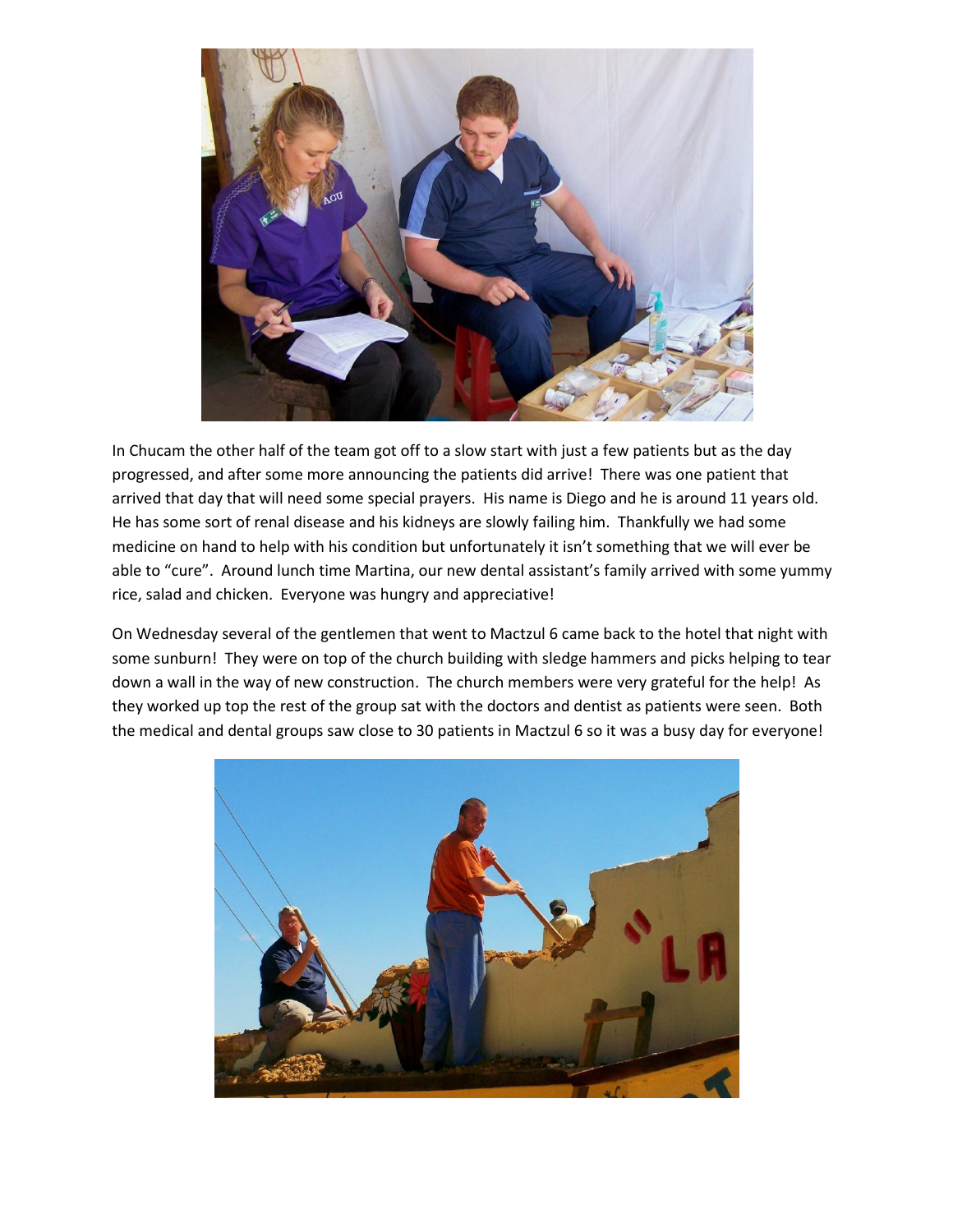In Chucam the other half of the team got off to a slow start with just a few patients but as the day progressed, and after some more announcing the patients did arrive! There was one patient that arrived that day that will need some special prayers. His name is Diego and he is around 11 years old. He has some sort of renal disease and his kidneys are slowly failing him. Thankfully we had some medicine on hand to help with his condition but unfortunately it isn't something that we will ever be able to "cure". Around lunch time Martina, our new dental assistant's family arrived with some yummy rice, salad and chicken. Everyone was hungry and appreciative!

On Wednesday several of the gentlemen that went to Mactzul 6 came back to the hotel that night with some sunburn! They were on top of the church building with sledge hammers and picks helping to tear down a wall in the way of new construction. The church members were very grateful for the help! As they worked up top the rest of the group sat with the doctors and dentist as patients were seen. Both the medical and dental groups saw close to 30 patients in Mactzul 6 so it was a busy day for everyone!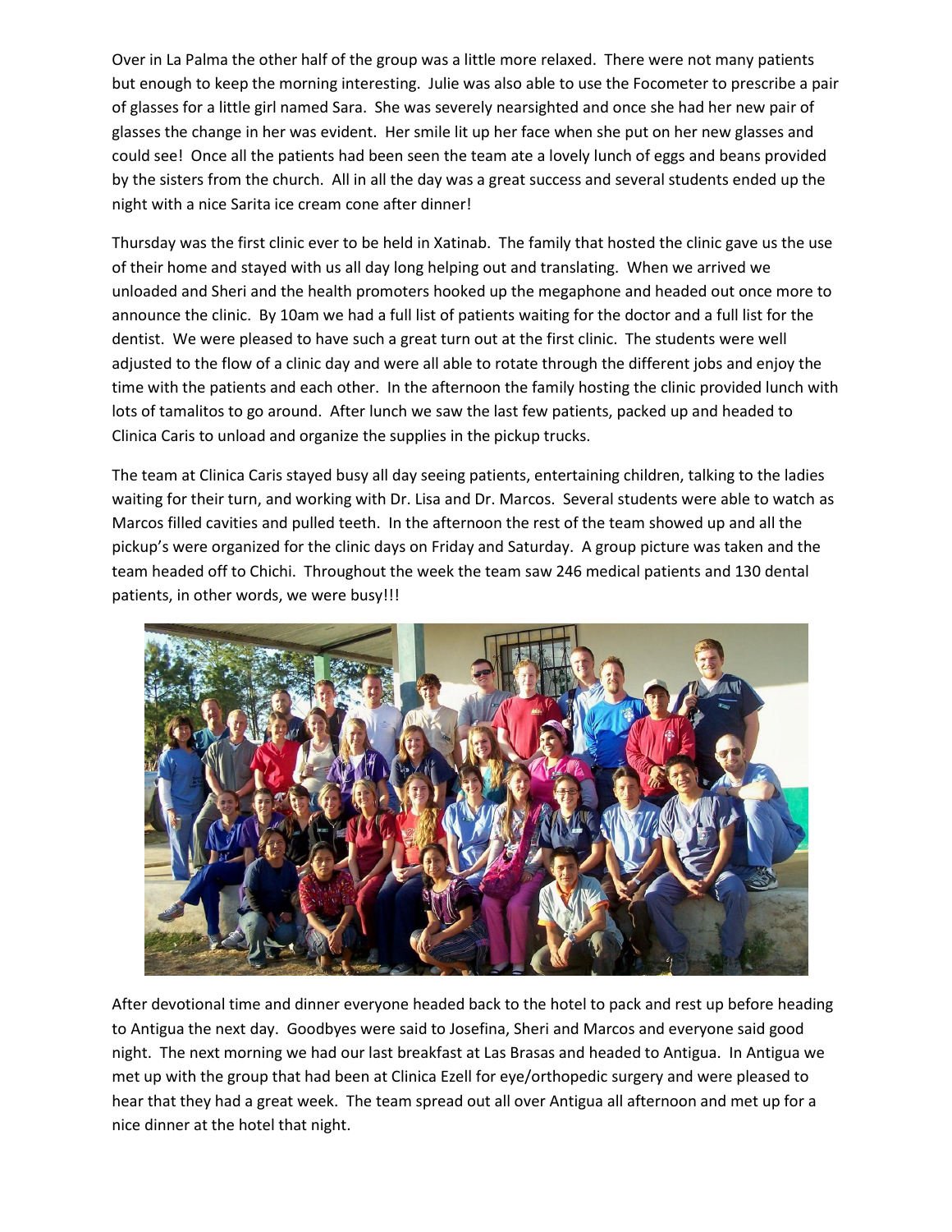Over in La Palma the other half of the group was a little more relaxed. There were not many patients but enough to keep the morning interesting. Julie was also able to use the Focometer to prescribe a pair of glasses for a little girl named Sara. She was severely nearsighted and once she had her new pair of glasses the change in her was evident. Her smile lit up her face when she put on her new glasses and could see! Once all the patients had been seen the team ate a lovely lunch of eggs and beans provided by the sisters from the church. All in all the day was a great success and several students ended up the night with a nice Sarita ice cream cone after dinner!

Thursday was the first clinic ever to be held in Xatinab. The family that hosted the clinic gave us the use of their home and stayed with us all day long helping out and translating. When we arrived we unloaded and Sheri and the health promoters hooked up the megaphone and headed out once more to announce the clinic. By 10am we had a full list of patients waiting for the doctor and a full list for the dentist. We were pleased to have such a great turn out at the first clinic. The students were well adjusted to the flow of a clinic day and were all able to rotate through the different jobs and enjoy the time with the patients and each other. In the afternoon the family hosting the clinic provided lunch with lots of tamalitos to go around. After lunch we saw the last few patients, packed up and headed to Clinica Caris to unload and organize the supplies in the pickup trucks.

The team at Clinica Caris stayed busy all day seeing patients, entertaining children, talking to the ladies waiting for their turn, and working with Dr. Lisa and Dr. Marcos. Several students were able to watch as Marcos filled cavities and pulled teeth. In the afternoon the rest of the team showed up and all the pickup's were organized for the clinic days on Friday and Saturday. A group picture was taken and the team headed off to Chichi. Throughout the week the team saw 246 medical patients and 130 dental patients, in other words, we were busy!!!

After devotional time and dinner everyone headed back to the hotel to pack and rest up before heading to Antigua the next day. Goodbyes were said to Josefina, Sheri and Marcos and everyone said good night. The next morning we had our last breakfast at Las Brasas and headed to Antigua. In Antigua we met up with the group that had been at Clinica Ezell for eye/orthopedic surgery and were pleased to hear that they had a great week. The team spread out all over Antigua all afternoon and met up for a nice dinner at the hotel that night.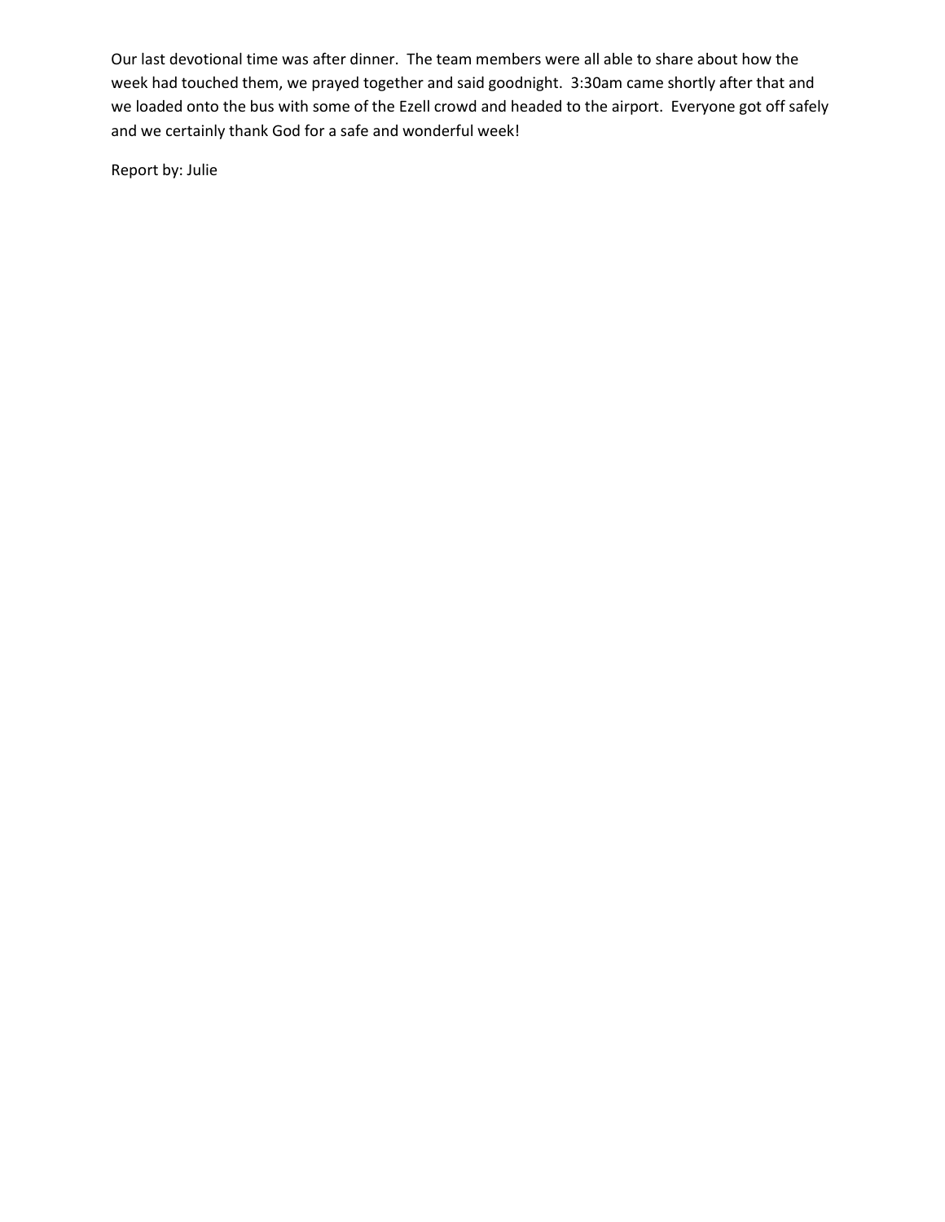Our last devotional time was after dinner. The team members were all able to share about how the week had touched them, we prayed together and said goodnight. 3:30am came shortly after that and we loaded onto the bus with some of the Ezell crowd and headed to the airport. Everyone got off safely and we certainly thank God for a safe and wonderful week!

Report by: Julie